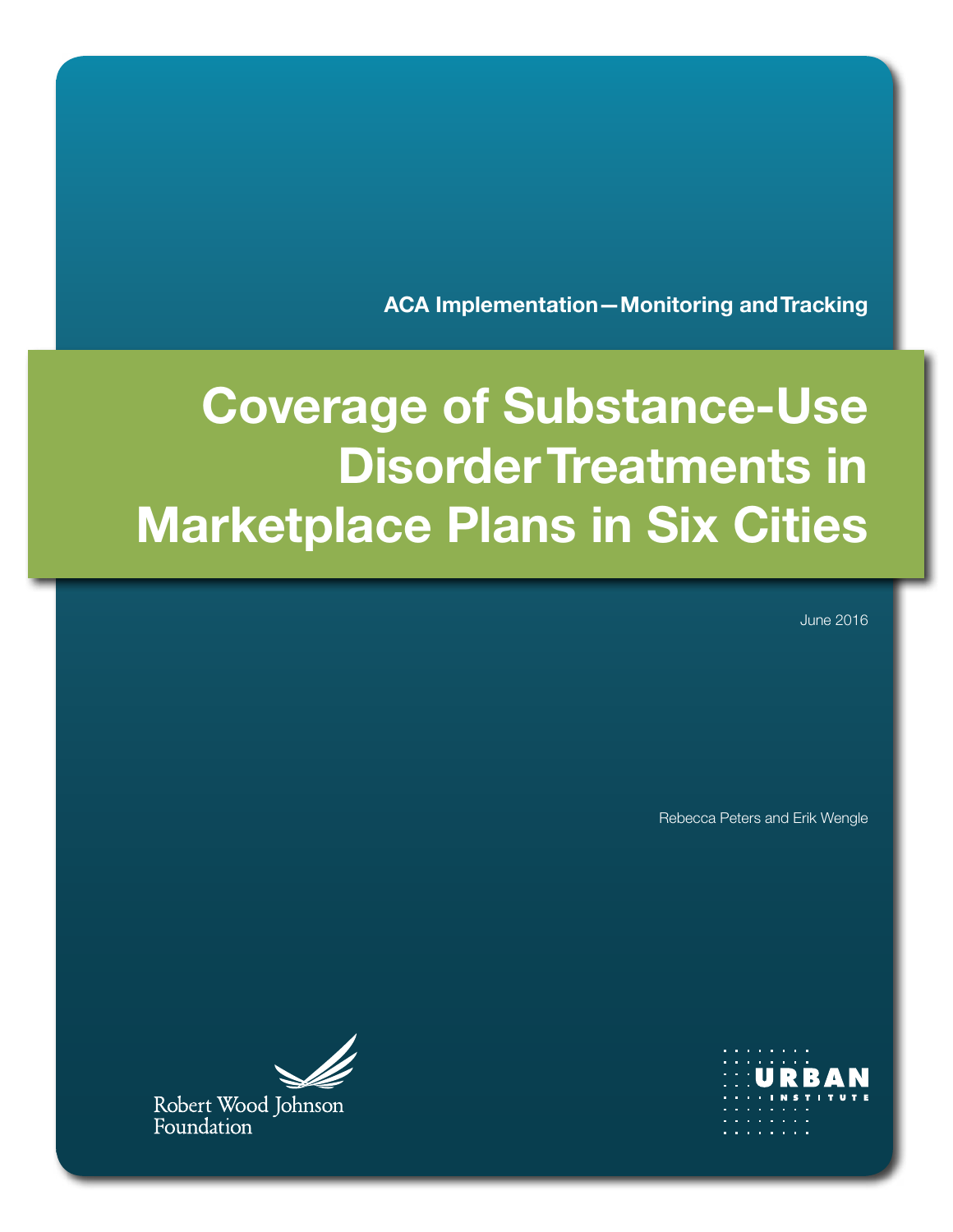ACA Implementation—Monitoring and Tracking

# Coverage of Substance-Use Disorder Treatments in Marketplace Plans in Six Cities

June 2016

Rebecca Peters and Erik Wengle

Robert Wood Johnson Foundation

URBAN INSTITUTE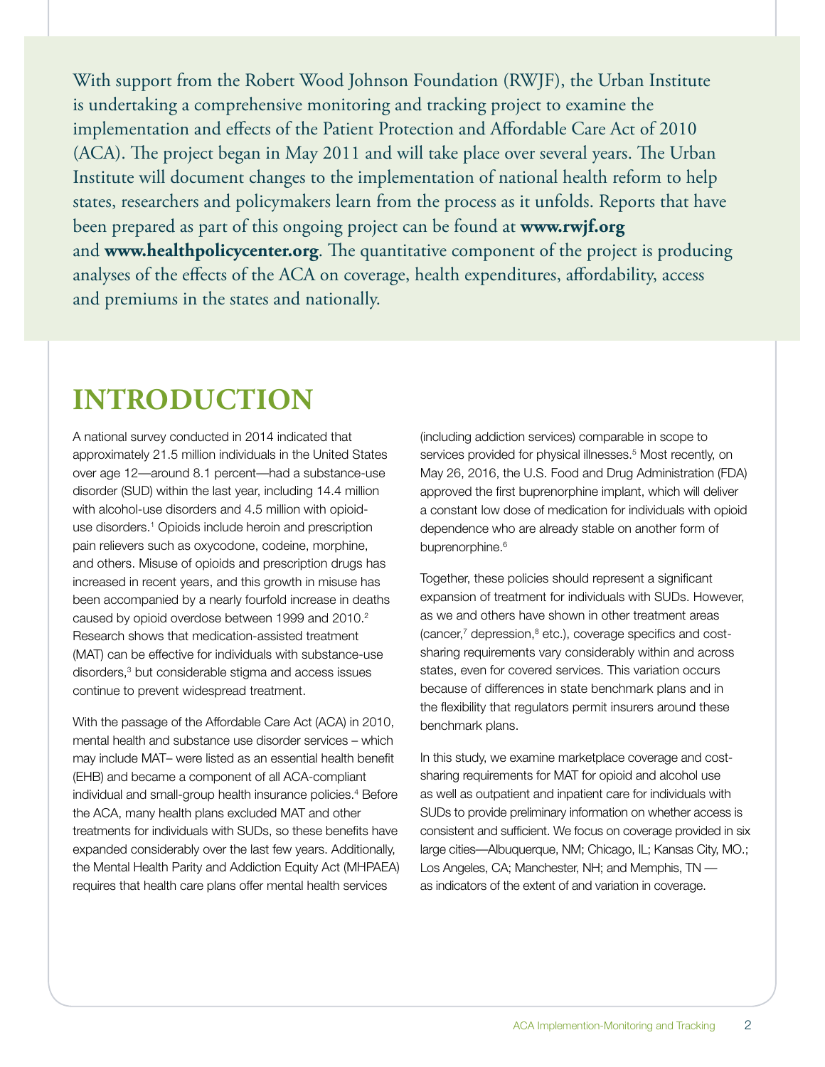With support from the Robert Wood Johnson Foundation (RWJF), the Urban Institute is undertaking a comprehensive monitoring and tracking project to examine the implementation and effects of the Patient Protection and Affordable Care Act of 2010 (ACA). The project began in May 2011 and will take place over several years. The Urban Institute will document changes to the implementation of national health reform to help states, researchers and policymakers learn from the process as it unfolds. Reports that have been prepared as part of this ongoing project can be found at **www.rwjf.org** and **www.healthpolicycenter.org**. The quantitative component of the project is producing analyses of the effects of the ACA on coverage, health expenditures, affordability, access and premiums in the states and nationally.

# INTRODUCTION

A national survey conducted in 2014 indicated that approximately 21.5 million individuals in the United States over age 12—around 8.1 percent—had a substance-use disorder (SUD) within the last year, including 14.4 million with alcohol-use disorders and 4.5 million with opioid-use disorders.[1] Opioids include heroin and prescription pain relievers such as oxycodone, codeine, morphine, and others. Misuse of opioids and prescription drugs has increased in recent years, and this growth in misuse has been accompanied by a nearly fourfold increase in deaths caused by opioid overdose between 1999 and 2010.[2] Research shows that medication-assisted treatment (MAT) can be effective for individuals with substance-use disorders,[3] but considerable stigma and access issues continue to prevent widespread treatment.

With the passage of the Affordable Care Act (ACA) in 2010, mental health and substance use disorder services – which may include MAT– were listed as an essential health benefit (EHB) and became a component of all ACA-compliant individual and small-group health insurance policies.[4] Before the ACA, many health plans excluded MAT and other treatments for individuals with SUDs, so these benefits have expanded considerably over the last few years. Additionally, the Mental Health Parity and Addiction Equity Act (MHPAEA) requires that health care plans offer mental health services (including addiction services) comparable in scope to services provided for physical illnesses.[5] Most recently, on May 26, 2016, the U.S. Food and Drug Administration (FDA) approved the first buprenorphine implant, which will deliver a constant low dose of medication for individuals with opioid dependence who are already stable on another form of buprenorphine.[6]

Together, these policies should represent a significant expansion of treatment for individuals with SUDs. However, as we and others have shown in other treatment areas (cancer,[7] depression,[8] etc.), coverage specifics and cost-sharing requirements vary considerably within and across states, even for covered services. This variation occurs because of differences in state benchmark plans and in the flexibility that regulators permit insurers around these benchmark plans.

In this study, we examine marketplace coverage and cost-sharing requirements for MAT for opioid and alcohol use as well as outpatient and inpatient care for individuals with SUDs to provide preliminary information on whether access is consistent and sufficient. We focus on coverage provided in six large cities—Albuquerque, NM; Chicago, IL; Kansas City, MO.; Los Angeles, CA; Manchester, NH; and Memphis, TN — as indicators of the extent of and variation in coverage.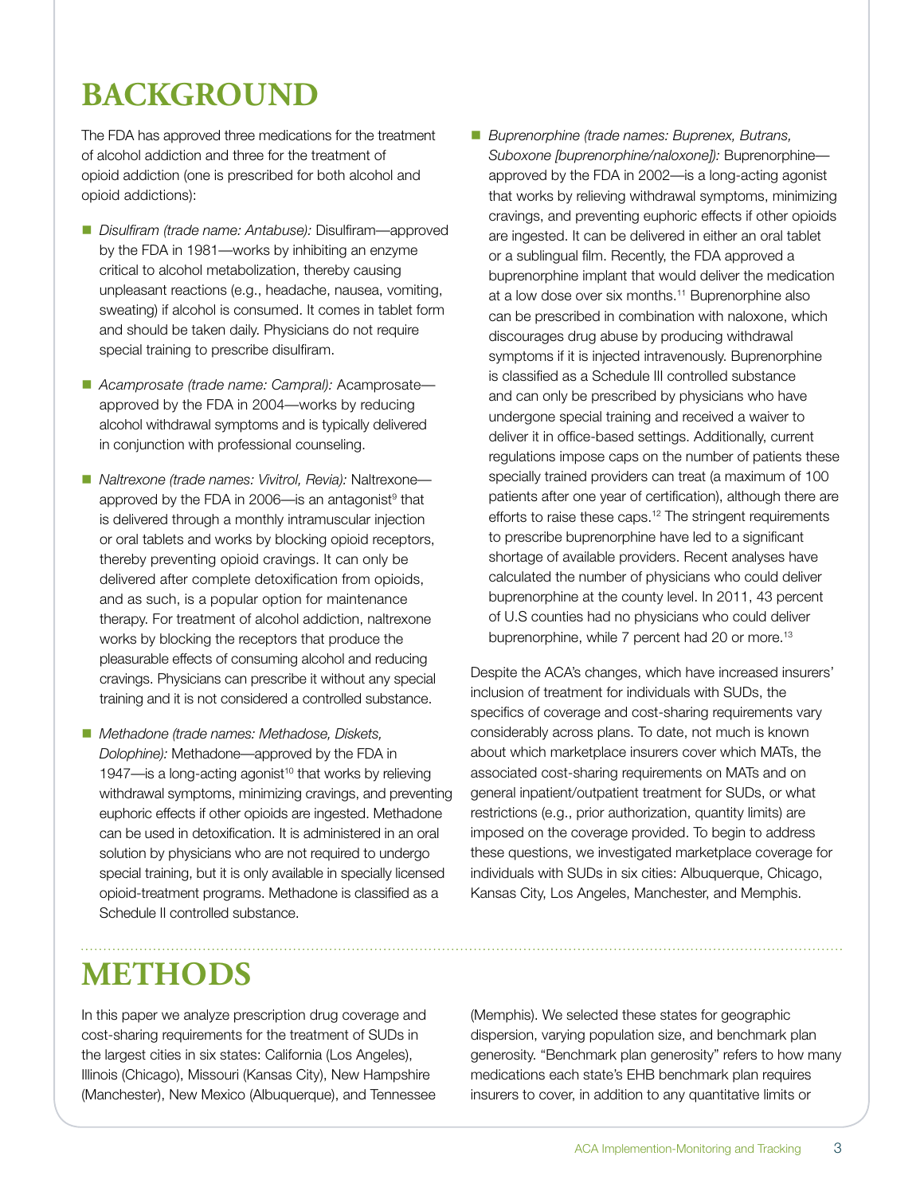# BACKGROUND

The FDA has approved three medications for the treatment of alcohol addiction and three for the treatment of opioid addiction (one is prescribed for both alcohol and opioid addictions):

- *Disulfiram (trade name: Antabuse):* Disulfiram—approved by the FDA in 1981—works by inhibiting an enzyme critical to alcohol metabolization, thereby causing unpleasant reactions (e.g., headache, nausea, vomiting, sweating) if alcohol is consumed. It comes in tablet form and should be taken daily. Physicians do not require special training to prescribe disulfiram.

- *Acamprosate (trade name: Campral):* Acamprosate—approved by the FDA in 2004—works by reducing alcohol withdrawal symptoms and is typically delivered in conjunction with professional counseling.

- *Naltrexone (trade names: Vivitrol, Revia):* Naltrexone—approved by the FDA in 2006—is an antagonist[9] that is delivered through a monthly intramuscular injection or oral tablets and works by blocking opioid receptors, thereby preventing opioid cravings. It can only be delivered after complete detoxification from opioids, and as such, is a popular option for maintenance therapy. For treatment of alcohol addiction, naltrexone works by blocking the receptors that produce the pleasurable effects of consuming alcohol and reducing cravings. Physicians can prescribe it without any special training and it is not considered a controlled substance.

- *Methadone (trade names: Methadose, Diskets, Dolophine):* Methadone—approved by the FDA in 1947—is a long-acting agonist[10] that works by relieving withdrawal symptoms, minimizing cravings, and preventing euphoric effects if other opioids are ingested. Methadone can be used in detoxification. It is administered in an oral solution by physicians who are not required to undergo special training, but it is only available in specially licensed opioid-treatment programs. Methadone is classified as a Schedule II controlled substance.

- *Buprenorphine (trade names: Buprenex, Butrans, Suboxone [buprenorphine/naloxone]):* Buprenorphine—approved by the FDA in 2002—is a long-acting agonist that works by relieving withdrawal symptoms, minimizing cravings, and preventing euphoric effects if other opioids are ingested. It can be delivered in either an oral tablet or a sublingual film. Recently, the FDA approved a buprenorphine implant that would deliver the medication at a low dose over six months.[11] Buprenorphine also can be prescribed in combination with naloxone, which discourages drug abuse by producing withdrawal symptoms if it is injected intravenously. Buprenorphine is classified as a Schedule III controlled substance and can only be prescribed by physicians who have undergone special training and received a waiver to deliver it in office-based settings. Additionally, current regulations impose caps on the number of patients these specially trained providers can treat (a maximum of 100 patients after one year of certification), although there are efforts to raise these caps.[12] The stringent requirements to prescribe buprenorphine have led to a significant shortage of available providers. Recent analyses have calculated the number of physicians who could deliver buprenorphine at the county level. In 2011, 43 percent of U.S counties had no physicians who could deliver buprenorphine, while 7 percent had 20 or more.[13]

Despite the ACA's changes, which have increased insurers' inclusion of treatment for individuals with SUDs, the specifics of coverage and cost-sharing requirements vary considerably across plans. To date, not much is known about which marketplace insurers cover which MATs, the associated cost-sharing requirements on MATs and on general inpatient/outpatient treatment for SUDs, or what restrictions (e.g., prior authorization, quantity limits) are imposed on the coverage provided. To begin to address these questions, we investigated marketplace coverage for individuals with SUDs in six cities: Albuquerque, Chicago, Kansas City, Los Angeles, Manchester, and Memphis.

# METHODS

In this paper we analyze prescription drug coverage and cost-sharing requirements for the treatment of SUDs in the largest cities in six states: California (Los Angeles), Illinois (Chicago), Missouri (Kansas City), New Hampshire (Manchester), New Mexico (Albuquerque), and Tennessee (Memphis). We selected these states for geographic dispersion, varying population size, and benchmark plan generosity. "Benchmark plan generosity" refers to how many medications each state's EHB benchmark plan requires insurers to cover, in addition to any quantitative limits or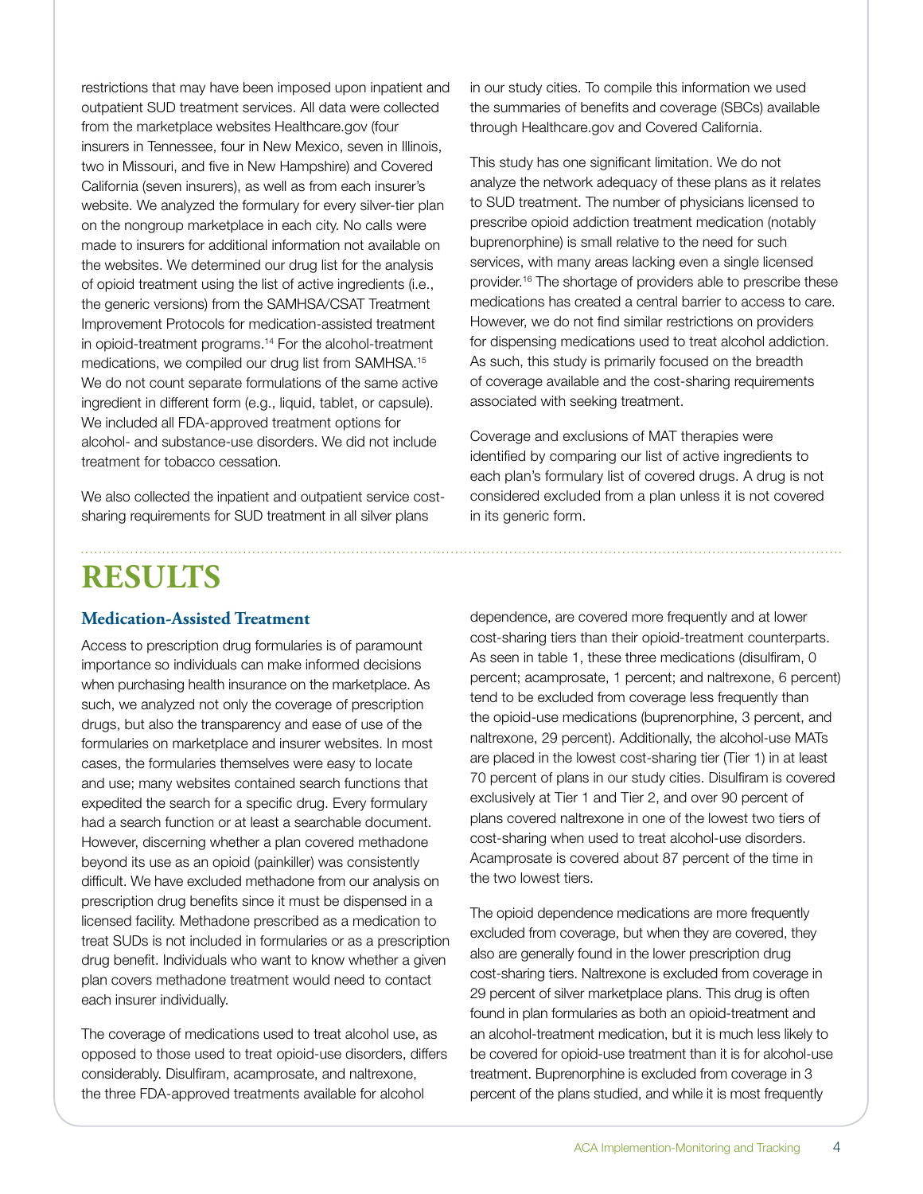restrictions that may have been imposed upon inpatient and outpatient SUD treatment services. All data were collected from the marketplace websites Healthcare.gov (four insurers in Tennessee, four in New Mexico, seven in Illinois, two in Missouri, and five in New Hampshire) and Covered California (seven insurers), as well as from each insurer's website. We analyzed the formulary for every silver-tier plan on the nongroup marketplace in each city. No calls were made to insurers for additional information not available on the websites. We determined our drug list for the analysis of opioid treatment using the list of active ingredients (i.e., the generic versions) from the SAMHSA/CSAT Treatment Improvement Protocols for medication-assisted treatment in opioid-treatment programs.[14] For the alcohol-treatment medications, we compiled our drug list from SAMHSA.[15] We do not count separate formulations of the same active ingredient in different form (e.g., liquid, tablet, or capsule). We included all FDA-approved treatment options for alcohol- and substance-use disorders. We did not include treatment for tobacco cessation.

We also collected the inpatient and outpatient service cost-sharing requirements for SUD treatment in all silver plans in our study cities. To compile this information we used the summaries of benefits and coverage (SBCs) available through Healthcare.gov and Covered California.

This study has one significant limitation. We do not analyze the network adequacy of these plans as it relates to SUD treatment. The number of physicians licensed to prescribe opioid addiction treatment medication (notably buprenorphine) is small relative to the need for such services, with many areas lacking even a single licensed provider.[16] The shortage of providers able to prescribe these medications has created a central barrier to access to care. However, we do not find similar restrictions on providers for dispensing medications used to treat alcohol addiction. As such, this study is primarily focused on the breadth of coverage available and the cost-sharing requirements associated with seeking treatment.

Coverage and exclusions of MAT therapies were identified by comparing our list of active ingredients to each plan's formulary list of covered drugs. A drug is not considered excluded from a plan unless it is not covered in its generic form.

# RESULTS

## Medication-Assisted Treatment

Access to prescription drug formularies is of paramount importance so individuals can make informed decisions when purchasing health insurance on the marketplace. As such, we analyzed not only the coverage of prescription drugs, but also the transparency and ease of use of the formularies on marketplace and insurer websites. In most cases, the formularies themselves were easy to locate and use; many websites contained search functions that expedited the search for a specific drug. Every formulary had a search function or at least a searchable document. However, discerning whether a plan covered methadone beyond its use as an opioid (painkiller) was consistently difficult. We have excluded methadone from our analysis on prescription drug benefits since it must be dispensed in a licensed facility. Methadone prescribed as a medication to treat SUDs is not included in formularies or as a prescription drug benefit. Individuals who want to know whether a given plan covers methadone treatment would need to contact each insurer individually.

The coverage of medications used to treat alcohol use, as opposed to those used to treat opioid-use disorders, differs considerably. Disulfiram, acamprosate, and naltrexone, the three FDA-approved treatments available for alcohol dependence, are covered more frequently and at lower cost-sharing tiers than their opioid-treatment counterparts. As seen in table 1, these three medications (disulfiram, 0 percent; acamprosate, 1 percent; and naltrexone, 6 percent) tend to be excluded from coverage less frequently than the opioid-use medications (buprenorphine, 3 percent, and naltrexone, 29 percent). Additionally, the alcohol-use MATs are placed in the lowest cost-sharing tier (Tier 1) in at least 70 percent of plans in our study cities. Disulfiram is covered exclusively at Tier 1 and Tier 2, and over 90 percent of plans covered naltrexone in one of the lowest two tiers of cost-sharing when used to treat alcohol-use disorders. Acamprosate is covered about 87 percent of the time in the two lowest tiers.

The opioid dependence medications are more frequently excluded from coverage, but when they are covered, they also are generally found in the lower prescription drug cost-sharing tiers. Naltrexone is excluded from coverage in 29 percent of silver marketplace plans. This drug is often found in plan formularies as both an opioid-treatment and an alcohol-treatment medication, but it is much less likely to be covered for opioid-use treatment than it is for alcohol-use treatment. Buprenorphine is excluded from coverage in 3 percent of the plans studied, and while it is most frequently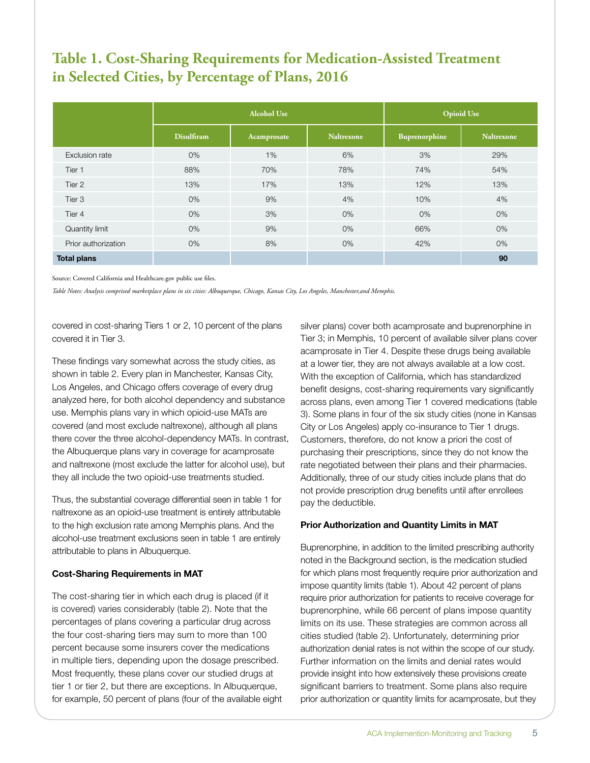## Table 1. Cost-Sharing Requirements for Medication-Assisted Treatment in Selected Cities, by Percentage of Plans, 2016

| | Alcohol Use | | | Opioid Use | |
|---|---|---|---|---|---|
| | Disulfiram | Acamprosate | Naltrexone | Buprenorphine | Naltrexone |
| Exclusion rate | 0% | 1% | 6% | 3% | 29% |
| Tier 1 | 88% | 70% | 78% | 74% | 54% |
| Tier 2 | 13% | 17% | 13% | 12% | 13% |
| Tier 3 | 0% | 9% | 4% | 10% | 4% |
| Tier 4 | 0% | 3% | 0% | 0% | 0% |
| Quantity limit | 0% | 9% | 0% | 66% | 0% |
| Prior authorization | 0% | 8% | 0% | 42% | 0% |
| **Total plans** | | | | | **90** |

Source: Covered California and Healthcare.gov public use files.

*Table Notes: Analysis comprised marketplace plans in six cities: Albuquerque, Chicago, Kansas City, Los Angeles, Manchester,and Memphis.*

covered in cost-sharing Tiers 1 or 2, 10 percent of the plans covered it in Tier 3.

These findings vary somewhat across the study cities, as shown in table 2. Every plan in Manchester, Kansas City, Los Angeles, and Chicago offers coverage of every drug analyzed here, for both alcohol dependency and substance use. Memphis plans vary in which opioid-use MATs are covered (and most exclude naltrexone), although all plans there cover the three alcohol-dependency MATs. In contrast, the Albuquerque plans vary in coverage for acamprosate and naltrexone (most exclude the latter for alcohol use), but they all include the two opioid-use treatments studied.

Thus, the substantial coverage differential seen in table 1 for naltrexone as an opioid-use treatment is entirely attributable to the high exclusion rate among Memphis plans. And the alcohol-use treatment exclusions seen in table 1 are entirely attributable to plans in Albuquerque.

**Cost-Sharing Requirements in MAT**

The cost-sharing tier in which each drug is placed (if it is covered) varies considerably (table 2). Note that the percentages of plans covering a particular drug across the four cost-sharing tiers may sum to more than 100 percent because some insurers cover the medications in multiple tiers, depending upon the dosage prescribed. Most frequently, these plans cover our studied drugs at tier 1 or tier 2, but there are exceptions. In Albuquerque, for example, 50 percent of plans (four of the available eight silver plans) cover both acamprosate and buprenorphine in Tier 3; in Memphis, 10 percent of available silver plans cover acamprosate in Tier 4. Despite these drugs being available at a lower tier, they are not always available at a low cost. With the exception of California, which has standardized benefit designs, cost-sharing requirements vary significantly across plans, even among Tier 1 covered medications (table 3). Some plans in four of the six study cities (none in Kansas City or Los Angeles) apply co-insurance to Tier 1 drugs. Customers, therefore, do not know a priori the cost of purchasing their prescriptions, since they do not know the rate negotiated between their plans and their pharmacies. Additionally, three of our study cities include plans that do not provide prescription drug benefits until after enrollees pay the deductible.

**Prior Authorization and Quantity Limits in MAT**

Buprenorphine, in addition to the limited prescribing authority noted in the Background section, is the medication studied for which plans most frequently require prior authorization and impose quantity limits (table 1). About 42 percent of plans require prior authorization for patients to receive coverage for buprenorphine, while 66 percent of plans impose quantity limits on its use. These strategies are common across all cities studied (table 2). Unfortunately, determining prior authorization denial rates is not within the scope of our study. Further information on the limits and denial rates would provide insight into how extensively these provisions create significant barriers to treatment. Some plans also require prior authorization or quantity limits for acamprosate, but they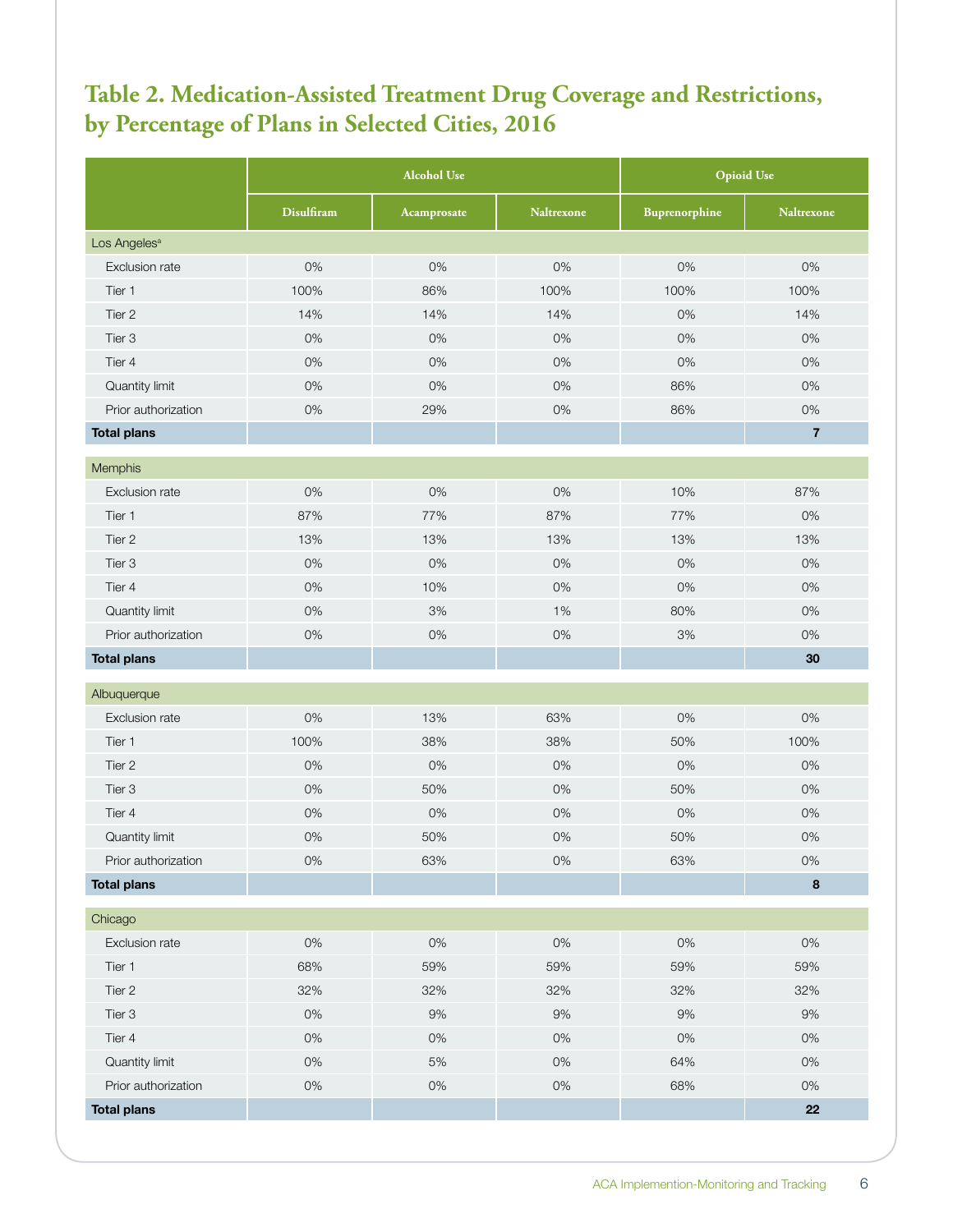## Table 2. Medication-Assisted Treatment Drug Coverage and Restrictions, by Percentage of Plans in Selected Cities, 2016

| | Alcohol Use | | | Opioid Use | |
|---|---|---|---|---|---|
| | Disulfiram | Acamprosate | Naltrexone | Buprenorphine | Naltrexone |
| **Los Angeles[a]** | | | | | |
| Exclusion rate | 0% | 0% | 0% | 0% | 0% |
| Tier 1 | 100% | 86% | 100% | 100% | 100% |
| Tier 2 | 14% | 14% | 14% | 0% | 14% |
| Tier 3 | 0% | 0% | 0% | 0% | 0% |
| Tier 4 | 0% | 0% | 0% | 0% | 0% |
| Quantity limit | 0% | 0% | 0% | 86% | 0% |
| Prior authorization | 0% | 29% | 0% | 86% | 0% |
| **Total plans** | | | | | **7** |
| **Memphis** | | | | | |
| Exclusion rate | 0% | 0% | 0% | 10% | 87% |
| Tier 1 | 87% | 77% | 87% | 77% | 0% |
| Tier 2 | 13% | 13% | 13% | 13% | 13% |
| Tier 3 | 0% | 0% | 0% | 0% | 0% |
| Tier 4 | 0% | 10% | 0% | 0% | 0% |
| Quantity limit | 0% | 3% | 1% | 80% | 0% |
| Prior authorization | 0% | 0% | 0% | 3% | 0% |
| **Total plans** | | | | | **30** |
| **Albuquerque** | | | | | |
| Exclusion rate | 0% | 13% | 63% | 0% | 0% |
| Tier 1 | 100% | 38% | 38% | 50% | 100% |
| Tier 2 | 0% | 0% | 0% | 0% | 0% |
| Tier 3 | 0% | 50% | 0% | 50% | 0% |
| Tier 4 | 0% | 0% | 0% | 0% | 0% |
| Quantity limit | 0% | 50% | 0% | 50% | 0% |
| Prior authorization | 0% | 63% | 0% | 63% | 0% |
| **Total plans** | | | | | **8** |
| **Chicago** | | | | | |
| Exclusion rate | 0% | 0% | 0% | 0% | 0% |
| Tier 1 | 68% | 59% | 59% | 59% | 59% |
| Tier 2 | 32% | 32% | 32% | 32% | 32% |
| Tier 3 | 0% | 9% | 9% | 9% | 9% |
| Tier 4 | 0% | 0% | 0% | 0% | 0% |
| Quantity limit | 0% | 5% | 0% | 64% | 0% |
| Prior authorization | 0% | 0% | 0% | 68% | 0% |
| **Total plans** | | | | | **22** |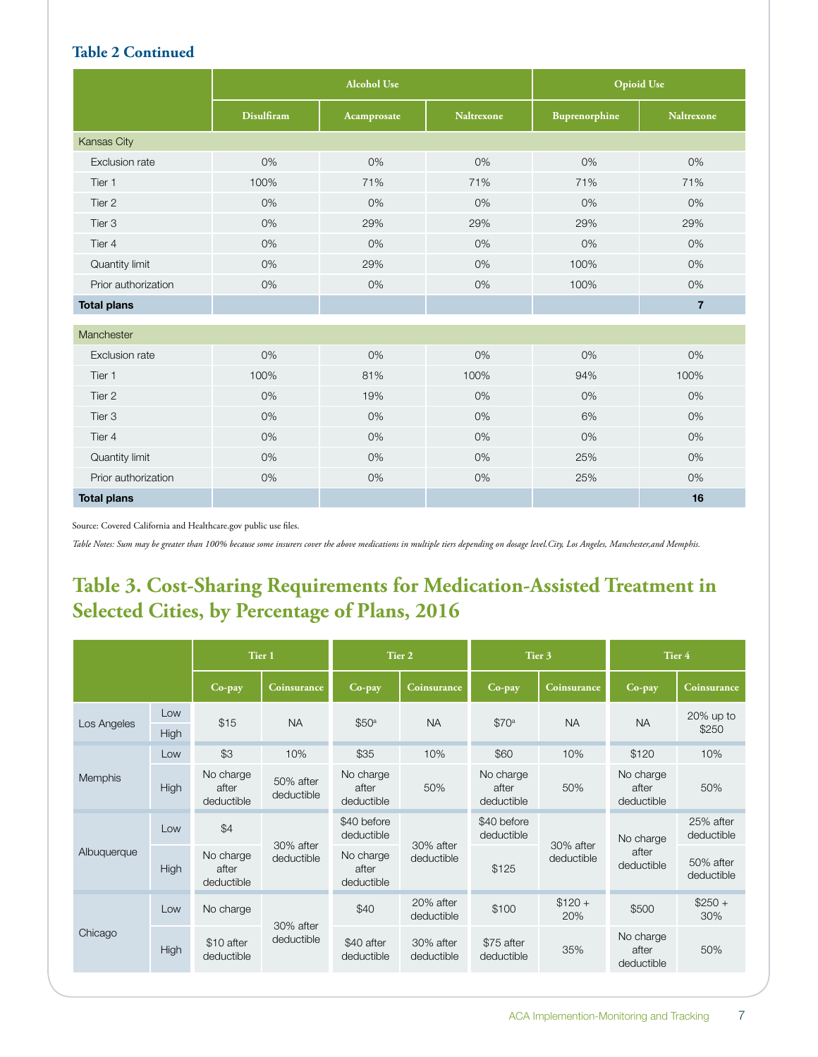### Table 2 Continued

| | Alcohol Use | | | Opioid Use | |
|---|---|---|---|---|---|
| | Disulfiram | Acamprosate | Naltrexone | Buprenorphine | Naltrexone |
| **Kansas City** | | | | | |
| Exclusion rate | 0% | 0% | 0% | 0% | 0% |
| Tier 1 | 100% | 71% | 71% | 71% | 71% |
| Tier 2 | 0% | 0% | 0% | 0% | 0% |
| Tier 3 | 0% | 29% | 29% | 29% | 29% |
| Tier 4 | 0% | 0% | 0% | 0% | 0% |
| Quantity limit | 0% | 29% | 0% | 100% | 0% |
| Prior authorization | 0% | 0% | 0% | 100% | 0% |
| **Total plans** | | | | | **7** |
| **Manchester** | | | | | |
| Exclusion rate | 0% | 0% | 0% | 0% | 0% |
| Tier 1 | 100% | 81% | 100% | 94% | 100% |
| Tier 2 | 0% | 19% | 0% | 0% | 0% |
| Tier 3 | 0% | 0% | 0% | 6% | 0% |
| Tier 4 | 0% | 0% | 0% | 0% | 0% |
| Quantity limit | 0% | 0% | 0% | 25% | 0% |
| Prior authorization | 0% | 0% | 0% | 25% | 0% |
| **Total plans** | | | | | **16** |

Source: Covered California and Healthcare.gov public use files.

*Table Notes: Sum may be greater than 100% because some insurers cover the above medications in multiple tiers depending on dosage level.City, Los Angeles, Manchester,and Memphis.*

## Table 3. Cost-Sharing Requirements for Medication-Assisted Treatment in Selected Cities, by Percentage of Plans, 2016

| | | Tier 1 | | Tier 2 | | Tier 3 | | Tier 4 | |
|---|---|---|---|---|---|---|---|---|---|
| | | Co-pay | Coinsurance | Co-pay | Coinsurance | Co-pay | Coinsurance | Co-pay | Coinsurance |
| Los Angeles | Low / High | $15 | NA | $50[a] | NA | $70[a] | NA | NA | 20% up to $250 |
| Memphis | Low | $3 | 10% | $35 | 10% | $60 | 10% | $120 | 10% |
| | High | No charge after deductible | 50% after deductible | No charge after deductible | 50% | No charge after deductible | 50% | No charge after deductible | 50% |
| Albuquerque | Low | $4 | 30% after deductible | $40 before deductible | 30% after deductible | $40 before deductible | 30% after deductible | No charge after deductible | 25% after deductible |
| | High | No charge after deductible | | No charge after deductible | | $125 | | | 50% after deductible |
| Chicago | Low | No charge | 30% after deductible | $40 | 20% after deductible | $100 | $120 + 20% | $500 | $250 + 30% |
| | High | $10 after deductible | | $40 after deductible | 30% after deductible | $75 after deductible | 35% | No charge after deductible | 50% |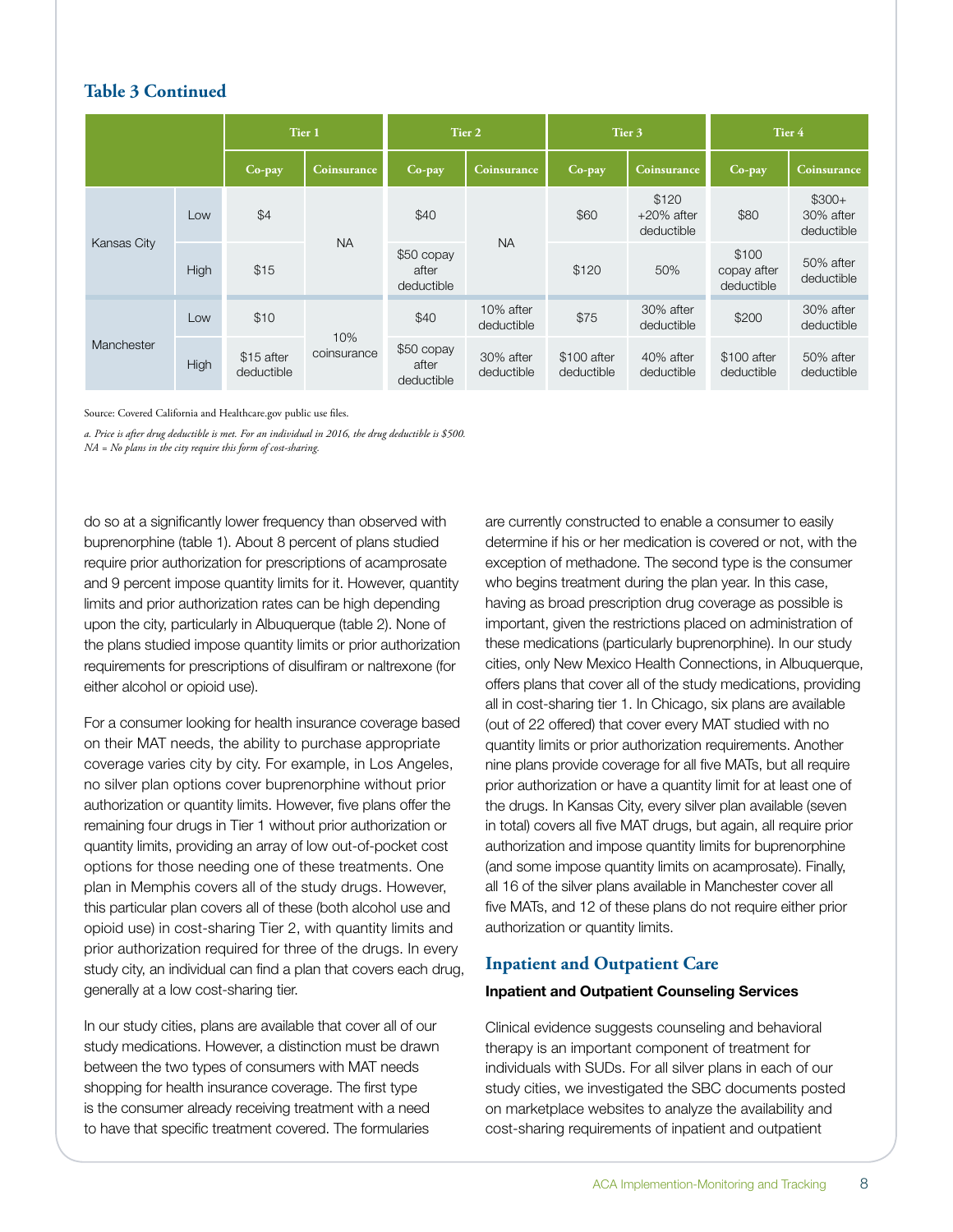**Table 3 Continued**

| | | Tier 1 | | Tier 2 | | Tier 3 | | Tier 4 | |
|---|---|---|---|---|---|---|---|---|---|
| | | Co-pay | Coinsurance | Co-pay | Coinsurance | Co-pay | Coinsurance | Co-pay | Coinsurance |
| Kansas City | Low | $4 | NA | $40 | NA | $60 | $120 +20% after deductible | $80 | $300+ 30% after deductible |
| | High | $15 | | $50 copay after deductible | | $120 | 50% | $100 copay after deductible | 50% after deductible |
| Manchester | Low | $10 | 10% coinsurance | $40 | 10% after deductible | $75 | 30% after deductible | $200 | 30% after deductible |
| | High | $15 after deductible | | $50 copay after deductible | 30% after deductible | $100 after deductible | 40% after deductible | $100 after deductible | 50% after deductible |

Source: Covered California and Healthcare.gov public use files.

*a. Price is after drug deductible is met. For an individual in 2016, the drug deductible is $500.*
*NA = No plans in the city require this form of cost-sharing.*

do so at a significantly lower frequency than observed with buprenorphine (table 1). About 8 percent of plans studied require prior authorization for prescriptions of acamprosate and 9 percent impose quantity limits for it. However, quantity limits and prior authorization rates can be high depending upon the city, particularly in Albuquerque (table 2). None of the plans studied impose quantity limits or prior authorization requirements for prescriptions of disulfiram or naltrexone (for either alcohol or opioid use).

For a consumer looking for health insurance coverage based on their MAT needs, the ability to purchase appropriate coverage varies city by city. For example, in Los Angeles, no silver plan options cover buprenorphine without prior authorization or quantity limits. However, five plans offer the remaining four drugs in Tier 1 without prior authorization or quantity limits, providing an array of low out-of-pocket cost options for those needing one of these treatments. One plan in Memphis covers all of the study drugs. However, this particular plan covers all of these (both alcohol use and opioid use) in cost-sharing Tier 2, with quantity limits and prior authorization required for three of the drugs. In every study city, an individual can find a plan that covers each drug, generally at a low cost-sharing tier.

In our study cities, plans are available that cover all of our study medications. However, a distinction must be drawn between the two types of consumers with MAT needs shopping for health insurance coverage. The first type is the consumer already receiving treatment with a need to have that specific treatment covered. The formularies are currently constructed to enable a consumer to easily determine if his or her medication is covered or not, with the exception of methadone. The second type is the consumer who begins treatment during the plan year. In this case, having as broad prescription drug coverage as possible is important, given the restrictions placed on administration of these medications (particularly buprenorphine). In our study cities, only New Mexico Health Connections, in Albuquerque, offers plans that cover all of the study medications, providing all in cost-sharing tier 1. In Chicago, six plans are available (out of 22 offered) that cover every MAT studied with no quantity limits or prior authorization requirements. Another nine plans provide coverage for all five MATs, but all require prior authorization or have a quantity limit for at least one of the drugs. In Kansas City, every silver plan available (seven in total) covers all five MAT drugs, but again, all require prior authorization and impose quantity limits for buprenorphine (and some impose quantity limits on acamprosate). Finally, all 16 of the silver plans available in Manchester cover all five MATs, and 12 of these plans do not require either prior authorization or quantity limits.

## Inpatient and Outpatient Care

### Inpatient and Outpatient Counseling Services

Clinical evidence suggests counseling and behavioral therapy is an important component of treatment for individuals with SUDs. For all silver plans in each of our study cities, we investigated the SBC documents posted on marketplace websites to analyze the availability and cost-sharing requirements of inpatient and outpatient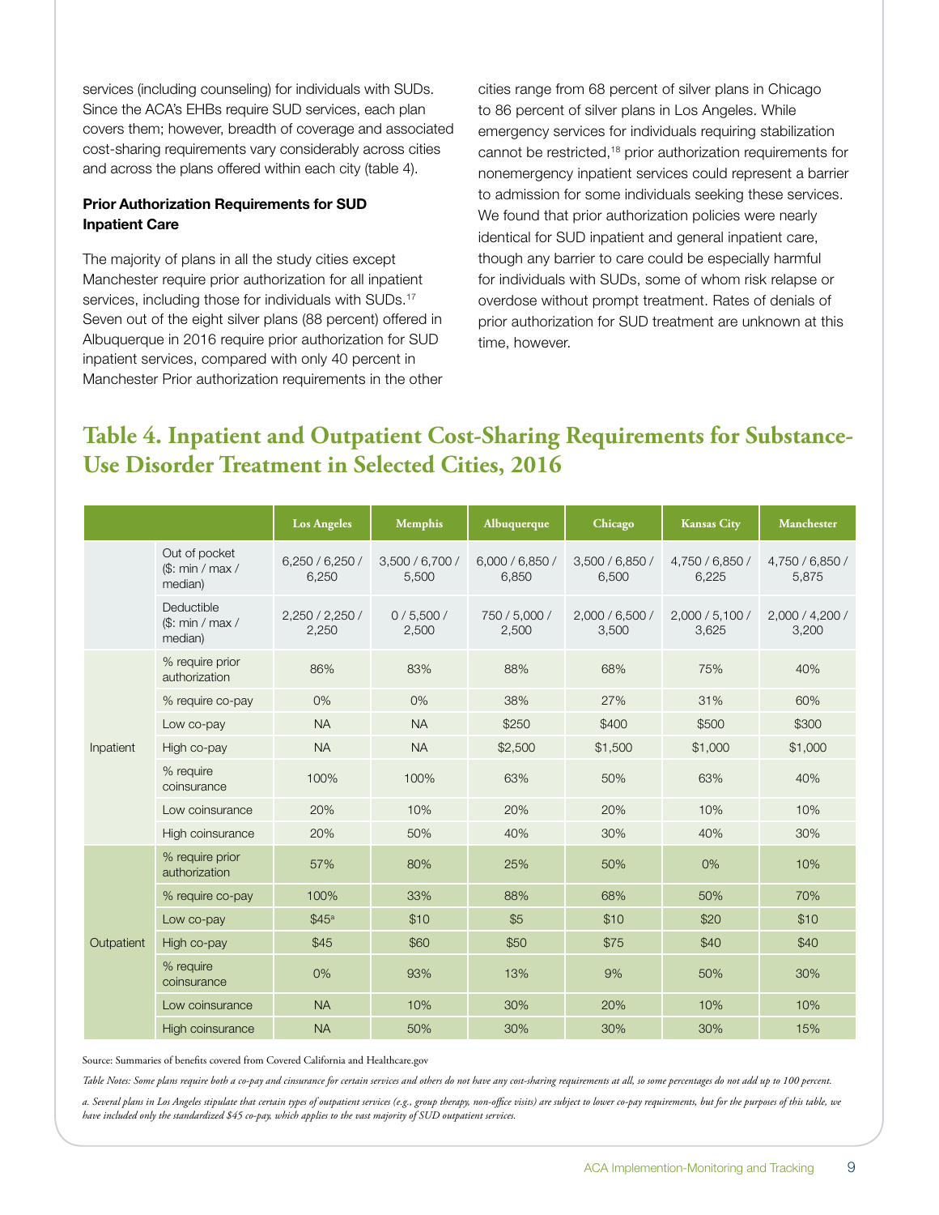services (including counseling) for individuals with SUDs. Since the ACA's EHBs require SUD services, each plan covers them; however, breadth of coverage and associated cost-sharing requirements vary considerably across cities and across the plans offered within each city (table 4).

**Prior Authorization Requirements for SUD Inpatient Care**

The majority of plans in all the study cities except Manchester require prior authorization for all inpatient services, including those for individuals with SUDs.[17] Seven out of the eight silver plans (88 percent) offered in Albuquerque in 2016 require prior authorization for SUD inpatient services, compared with only 40 percent in Manchester Prior authorization requirements in the other cities range from 68 percent of silver plans in Chicago to 86 percent of silver plans in Los Angeles. While emergency services for individuals requiring stabilization cannot be restricted,[18] prior authorization requirements for nonemergency inpatient services could represent a barrier to admission for some individuals seeking these services. We found that prior authorization policies were nearly identical for SUD inpatient and general inpatient care, though any barrier to care could be especially harmful for individuals with SUDs, some of whom risk relapse or overdose without prompt treatment. Rates of denials of prior authorization for SUD treatment are unknown at this time, however.

## Table 4. Inpatient and Outpatient Cost-Sharing Requirements for Substance-Use Disorder Treatment in Selected Cities, 2016

| | | Los Angeles | Memphis | Albuquerque | Chicago | Kansas City | Manchester |
|---|---|---|---|---|---|---|---|
| | Out of pocket ($: min / max / median) | 6,250 / 6,250 / 6,250 | 3,500 / 6,700 / 5,500 | 6,000 / 6,850 / 6,850 | 3,500 / 6,850 / 6,500 | 4,750 / 6,850 / 6,225 | 4,750 / 6,850 / 5,875 |
| | Deductible ($: min / max / median) | 2,250 / 2,250 / 2,250 | 0 / 5,500 / 2,500 | 750 / 5,000 / 2,500 | 2,000 / 6,500 / 3,500 | 2,000 / 5,100 / 3,625 | 2,000 / 4,200 / 3,200 |
| Inpatient | % require prior authorization | 86% | 83% | 88% | 68% | 75% | 40% |
| | % require co-pay | 0% | 0% | 38% | 27% | 31% | 60% |
| | Low co-pay | NA | NA | $250 | $400 | $500 | $300 |
| | High co-pay | NA | NA | $2,500 | $1,500 | $1,000 | $1,000 |
| | % require coinsurance | 100% | 100% | 63% | 50% | 63% | 40% |
| | Low coinsurance | 20% | 10% | 20% | 20% | 10% | 10% |
| | High coinsurance | 20% | 50% | 40% | 30% | 40% | 30% |
| Outpatient | % require prior authorization | 57% | 80% | 25% | 50% | 0% | 10% |
| | % require co-pay | 100% | 33% | 88% | 68% | 50% | 70% |
| | Low co-pay | $45[a] | $10 | $5 | $10 | $20 | $10 |
| | High co-pay | $45 | $60 | $50 | $75 | $40 | $40 |
| | % require coinsurance | 0% | 93% | 13% | 9% | 50% | 30% |
| | Low coinsurance | NA | 10% | 30% | 20% | 10% | 10% |
| | High coinsurance | NA | 50% | 30% | 30% | 30% | 15% |

Source: Summaries of benefits covered from Covered California and Healthcare.gov

*Table Notes: Some plans require both a co-pay and cinsurance for certain services and others do not have any cost-sharing requirements at all, so some percentages do not add up to 100 percent.*

*a. Several plans in Los Angeles stipulate that certain types of outpatient services (e.g., group therapy, non-office visits) are subject to lower co-pay requirements, but for the purposes of this table, we have included only the standardized $45 co-pay, which applies to the vast majority of SUD outpatient services.*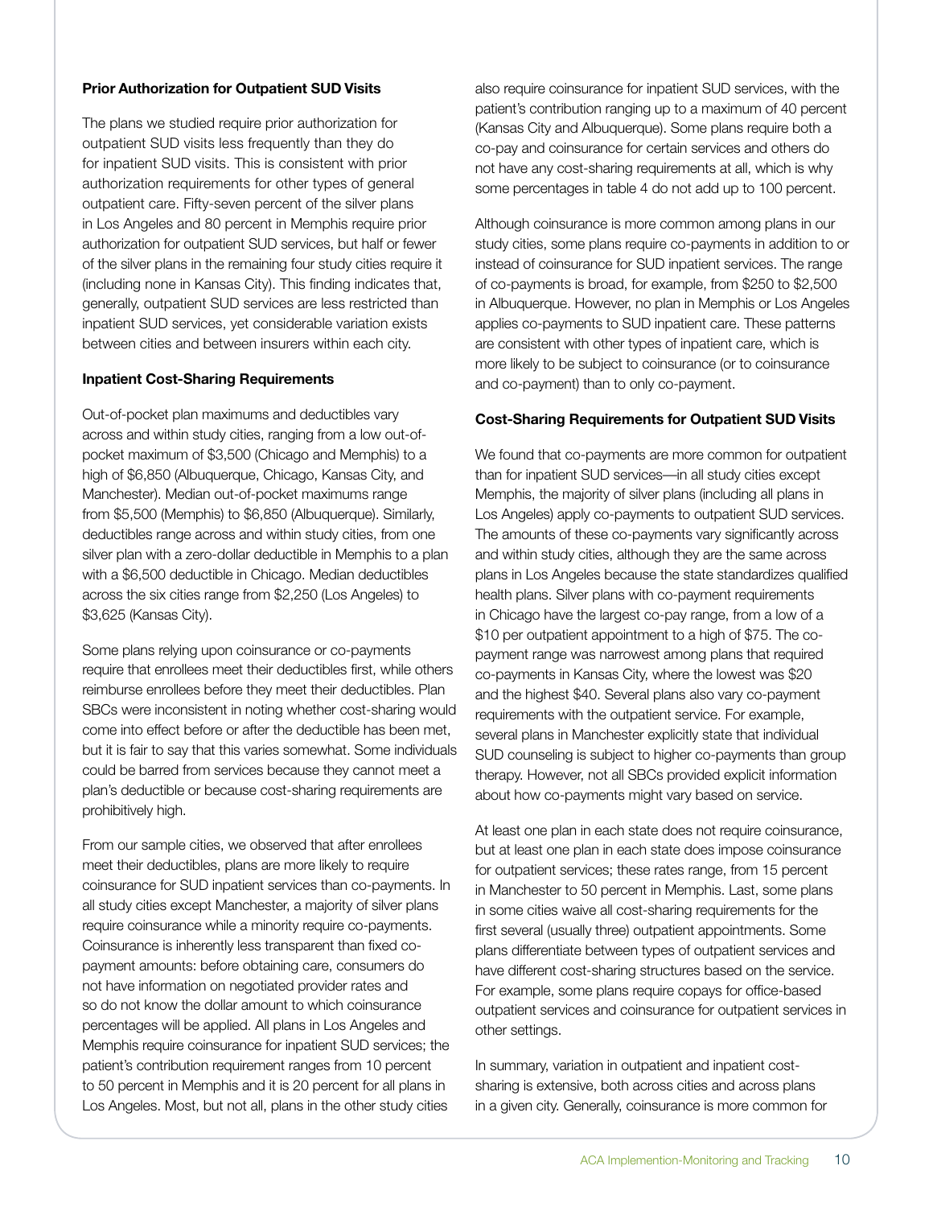**Prior Authorization for Outpatient SUD Visits**

The plans we studied require prior authorization for outpatient SUD visits less frequently than they do for inpatient SUD visits. This is consistent with prior authorization requirements for other types of general outpatient care. Fifty-seven percent of the silver plans in Los Angeles and 80 percent in Memphis require prior authorization for outpatient SUD services, but half or fewer of the silver plans in the remaining four study cities require it (including none in Kansas City). This finding indicates that, generally, outpatient SUD services are less restricted than inpatient SUD services, yet considerable variation exists between cities and between insurers within each city.

**Inpatient Cost-Sharing Requirements**

Out-of-pocket plan maximums and deductibles vary across and within study cities, ranging from a low out-of-pocket maximum of $3,500 (Chicago and Memphis) to a high of $6,850 (Albuquerque, Chicago, Kansas City, and Manchester). Median out-of-pocket maximums range from $5,500 (Memphis) to $6,850 (Albuquerque). Similarly, deductibles range across and within study cities, from one silver plan with a zero-dollar deductible in Memphis to a plan with a $6,500 deductible in Chicago. Median deductibles across the six cities range from $2,250 (Los Angeles) to $3,625 (Kansas City).

Some plans relying upon coinsurance or co-payments require that enrollees meet their deductibles first, while others reimburse enrollees before they meet their deductibles. Plan SBCs were inconsistent in noting whether cost-sharing would come into effect before or after the deductible has been met, but it is fair to say that this varies somewhat. Some individuals could be barred from services because they cannot meet a plan's deductible or because cost-sharing requirements are prohibitively high.

From our sample cities, we observed that after enrollees meet their deductibles, plans are more likely to require coinsurance for SUD inpatient services than co-payments. In all study cities except Manchester, a majority of silver plans require coinsurance while a minority require co-payments. Coinsurance is inherently less transparent than fixed co-payment amounts: before obtaining care, consumers do not have information on negotiated provider rates and so do not know the dollar amount to which coinsurance percentages will be applied. All plans in Los Angeles and Memphis require coinsurance for inpatient SUD services; the patient's contribution requirement ranges from 10 percent to 50 percent in Memphis and it is 20 percent for all plans in Los Angeles. Most, but not all, plans in the other study cities also require coinsurance for inpatient SUD services, with the patient's contribution ranging up to a maximum of 40 percent (Kansas City and Albuquerque). Some plans require both a co-pay and coinsurance for certain services and others do not have any cost-sharing requirements at all, which is why some percentages in table 4 do not add up to 100 percent.

Although coinsurance is more common among plans in our study cities, some plans require co-payments in addition to or instead of coinsurance for SUD inpatient services. The range of co-payments is broad, for example, from $250 to $2,500 in Albuquerque. However, no plan in Memphis or Los Angeles applies co-payments to SUD inpatient care. These patterns are consistent with other types of inpatient care, which is more likely to be subject to coinsurance (or to coinsurance and co-payment) than to only co-payment.

**Cost-Sharing Requirements for Outpatient SUD Visits**

We found that co-payments are more common for outpatient than for inpatient SUD services—in all study cities except Memphis, the majority of silver plans (including all plans in Los Angeles) apply co-payments to outpatient SUD services. The amounts of these co-payments vary significantly across and within study cities, although they are the same across plans in Los Angeles because the state standardizes qualified health plans. Silver plans with co-payment requirements in Chicago have the largest co-pay range, from a low of a $10 per outpatient appointment to a high of $75. The co-payment range was narrowest among plans that required co-payments in Kansas City, where the lowest was $20 and the highest $40. Several plans also vary co-payment requirements with the outpatient service. For example, several plans in Manchester explicitly state that individual SUD counseling is subject to higher co-payments than group therapy. However, not all SBCs provided explicit information about how co-payments might vary based on service.

At least one plan in each state does not require coinsurance, but at least one plan in each state does impose coinsurance for outpatient services; these rates range, from 15 percent in Manchester to 50 percent in Memphis. Last, some plans in some cities waive all cost-sharing requirements for the first several (usually three) outpatient appointments. Some plans differentiate between types of outpatient services and have different cost-sharing structures based on the service. For example, some plans require copays for office-based outpatient services and coinsurance for outpatient services in other settings.

In summary, variation in outpatient and inpatient cost-sharing is extensive, both across cities and across plans in a given city. Generally, coinsurance is more common for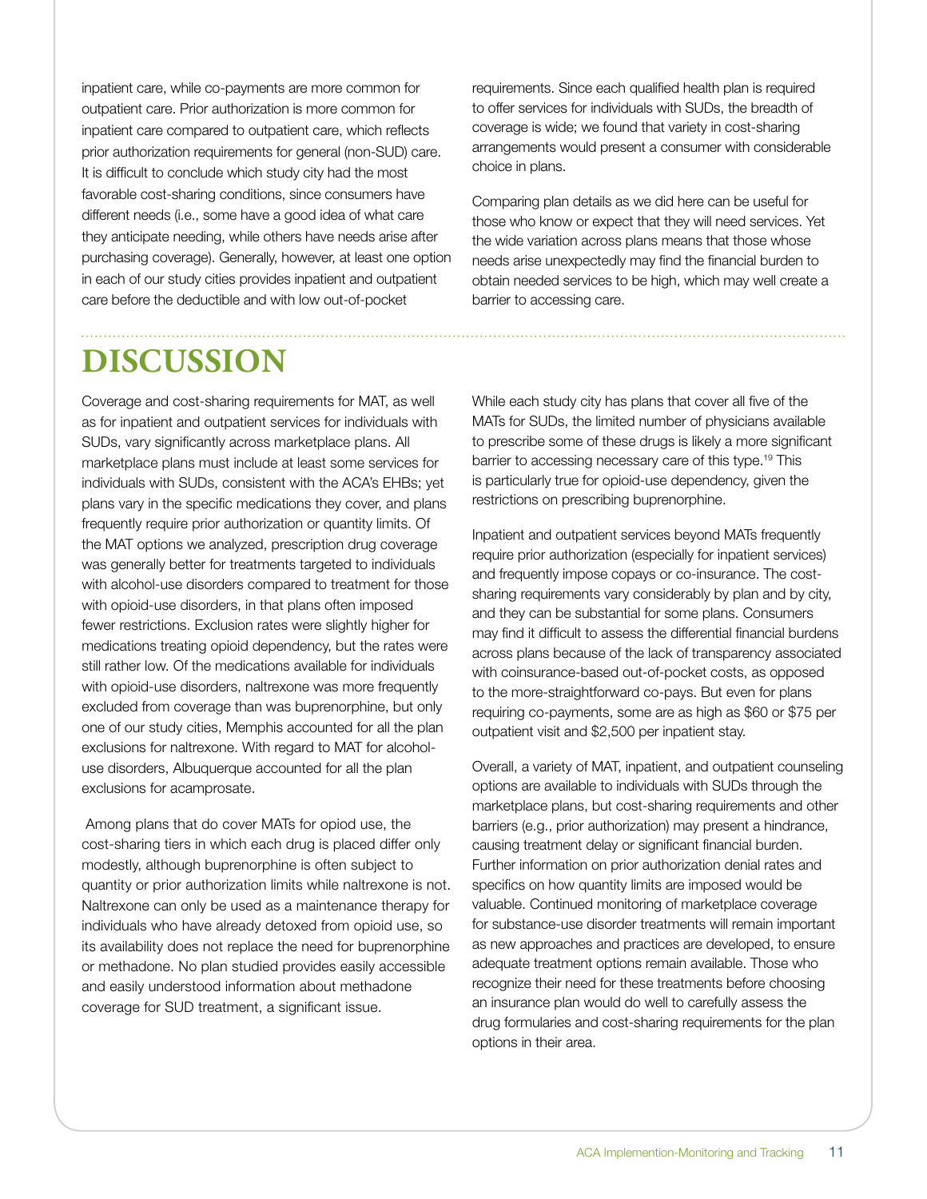inpatient care, while co-payments are more common for outpatient care. Prior authorization is more common for inpatient care compared to outpatient care, which reflects prior authorization requirements for general (non-SUD) care. It is difficult to conclude which study city had the most favorable cost-sharing conditions, since consumers have different needs (i.e., some have a good idea of what care they anticipate needing, while others have needs arise after purchasing coverage). Generally, however, at least one option in each of our study cities provides inpatient and outpatient care before the deductible and with low out-of-pocket requirements. Since each qualified health plan is required to offer services for individuals with SUDs, the breadth of coverage is wide; we found that variety in cost-sharing arrangements would present a consumer with considerable choice in plans.

Comparing plan details as we did here can be useful for those who know or expect that they will need services. Yet the wide variation across plans means that those whose needs arise unexpectedly may find the financial burden to obtain needed services to be high, which may well create a barrier to accessing care.

# DISCUSSION

Coverage and cost-sharing requirements for MAT, as well as for inpatient and outpatient services for individuals with SUDs, vary significantly across marketplace plans. All marketplace plans must include at least some services for individuals with SUDs, consistent with the ACA's EHBs; yet plans vary in the specific medications they cover, and plans frequently require prior authorization or quantity limits. Of the MAT options we analyzed, prescription drug coverage was generally better for treatments targeted to individuals with alcohol-use disorders compared to treatment for those with opioid-use disorders, in that plans often imposed fewer restrictions. Exclusion rates were slightly higher for medications treating opioid dependency, but the rates were still rather low. Of the medications available for individuals with opioid-use disorders, naltrexone was more frequently excluded from coverage than was buprenorphine, but only one of our study cities, Memphis accounted for all the plan exclusions for naltrexone. With regard to MAT for alcohol-use disorders, Albuquerque accounted for all the plan exclusions for acamprosate.

Among plans that do cover MATs for opiod use, the cost-sharing tiers in which each drug is placed differ only modestly, although buprenorphine is often subject to quantity or prior authorization limits while naltrexone is not. Naltrexone can only be used as a maintenance therapy for individuals who have already detoxed from opioid use, so its availability does not replace the need for buprenorphine or methadone. No plan studied provides easily accessible and easily understood information about methadone coverage for SUD treatment, a significant issue.

While each study city has plans that cover all five of the MATs for SUDs, the limited number of physicians available to prescribe some of these drugs is likely a more significant barrier to accessing necessary care of this type.[19] This is particularly true for opioid-use dependency, given the restrictions on prescribing buprenorphine.

Inpatient and outpatient services beyond MATs frequently require prior authorization (especially for inpatient services) and frequently impose copays or co-insurance. The cost-sharing requirements vary considerably by plan and by city, and they can be substantial for some plans. Consumers may find it difficult to assess the differential financial burdens across plans because of the lack of transparency associated with coinsurance-based out-of-pocket costs, as opposed to the more-straightforward co-pays. But even for plans requiring co-payments, some are as high as $60 or $75 per outpatient visit and $2,500 per inpatient stay.

Overall, a variety of MAT, inpatient, and outpatient counseling options are available to individuals with SUDs through the marketplace plans, but cost-sharing requirements and other barriers (e.g., prior authorization) may present a hindrance, causing treatment delay or significant financial burden. Further information on prior authorization denial rates and specifics on how quantity limits are imposed would be valuable. Continued monitoring of marketplace coverage for substance-use disorder treatments will remain important as new approaches and practices are developed, to ensure adequate treatment options remain available. Those who recognize their need for these treatments before choosing an insurance plan would do well to carefully assess the drug formularies and cost-sharing requirements for the plan options in their area.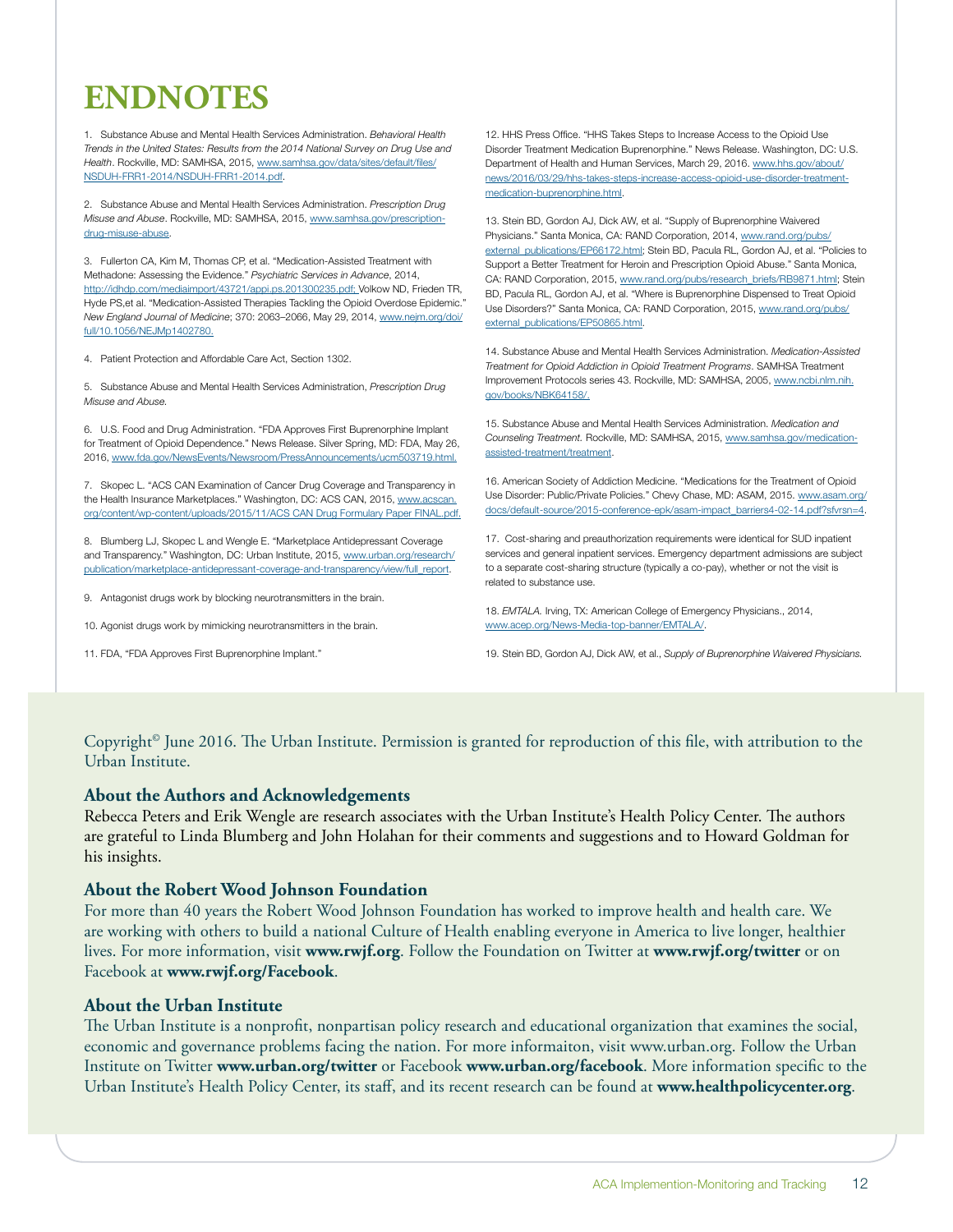# ENDNOTES

1. Substance Abuse and Mental Health Services Administration. *Behavioral Health Trends in the United States: Results from the 2014 National Survey on Drug Use and Health*. Rockville, MD: SAMHSA, 2015, www.samhsa.gov/data/sites/default/files/NSDUH-FRR1-2014/NSDUH-FRR1-2014.pdf.

2. Substance Abuse and Mental Health Services Administration. *Prescription Drug Misuse and Abuse*. Rockville, MD: SAMHSA, 2015, www.samhsa.gov/prescription-drug-misuse-abuse.

3. Fullerton CA, Kim M, Thomas CP, et al. "Medication-Assisted Treatment with Methadone: Assessing the Evidence." *Psychiatric Services in Advance*, 2014, http://idhdp.com/mediaimport/43721/appi.ps.201300235.pdf; Volkow ND, Frieden TR, Hyde PS,et al. "Medication-Assisted Therapies Tackling the Opioid Overdose Epidemic." *New England Journal of Medicine*; 370: 2063–2066, May 29, 2014, www.nejm.org/doi/full/10.1056/NEJMp1402780.

4. Patient Protection and Affordable Care Act, Section 1302.

5. Substance Abuse and Mental Health Services Administration, *Prescription Drug Misuse and Abuse*.

6. U.S. Food and Drug Administration. "FDA Approves First Buprenorphine Implant for Treatment of Opioid Dependence." News Release. Silver Spring, MD: FDA, May 26, 2016, www.fda.gov/NewsEvents/Newsroom/PressAnnouncements/ucm503719.html.

7. Skopec L. "ACS CAN Examination of Cancer Drug Coverage and Transparency in the Health Insurance Marketplaces." Washington, DC: ACS CAN, 2015, www.acscan.org/content/wp-content/uploads/2015/11/ACS CAN Drug Formulary Paper FINAL.pdf.

8. Blumberg LJ, Skopec L and Wengle E. "Marketplace Antidepressant Coverage and Transparency." Washington, DC: Urban Institute, 2015, www.urban.org/research/publication/marketplace-antidepressant-coverage-and-transparency/view/full_report.

9. Antagonist drugs work by blocking neurotransmitters in the brain.

10. Agonist drugs work by mimicking neurotransmitters in the brain.

11. FDA, "FDA Approves First Buprenorphine Implant."

12. HHS Press Office. "HHS Takes Steps to Increase Access to the Opioid Use Disorder Treatment Medication Buprenorphine." News Release. Washington, DC: U.S. Department of Health and Human Services, March 29, 2016. www.hhs.gov/about/news/2016/03/29/hhs-takes-steps-increase-access-opioid-use-disorder-treatment-medication-buprenorphine.html.

13. Stein BD, Gordon AJ, Dick AW, et al. "Supply of Buprenorphine Waivered Physicians." Santa Monica, CA: RAND Corporation, 2014, www.rand.org/pubs/external_publications/EP66172.html; Stein BD, Pacula RL, Gordon AJ, et al. "Policies to Support a Better Treatment for Heroin and Prescription Opioid Abuse." Santa Monica, CA: RAND Corporation, 2015, www.rand.org/pubs/research_briefs/RB9871.html; Stein BD, Pacula RL, Gordon AJ, et al. "Where is Buprenorphine Dispensed to Treat Opioid Use Disorders?" Santa Monica, CA: RAND Corporation, 2015, www.rand.org/pubs/external_publications/EP50865.html.

14. Substance Abuse and Mental Health Services Administration. *Medication-Assisted Treatment for Opioid Addiction in Opioid Treatment Programs*. SAMHSA Treatment Improvement Protocols series 43. Rockville, MD: SAMHSA, 2005, www.ncbi.nlm.nih.gov/books/NBK64158/.

15. Substance Abuse and Mental Health Services Administration. *Medication and Counseling Treatment*. Rockville, MD: SAMHSA, 2015, www.samhsa.gov/medication-assisted-treatment/treatment.

16. American Society of Addiction Medicine. "Medications for the Treatment of Opioid Use Disorder: Public/Private Policies." Chevy Chase, MD: ASAM, 2015. www.asam.org/docs/default-source/2015-conference-epk/asam-impact_barriers4-02-14.pdf?sfvrsn=4.

17. Cost-sharing and preauthorization requirements were identical for SUD inpatient services and general inpatient services. Emergency department admissions are subject to a separate cost-sharing structure (typically a co-pay), whether or not the visit is related to substance use.

18. *EMTALA*. Irving, TX: American College of Emergency Physicians., 2014, www.acep.org/News-Media-top-banner/EMTALA/.

19. Stein BD, Gordon AJ, Dick AW, et al., *Supply of Buprenorphine Waivered Physicians*.

Copyright© June 2016. The Urban Institute. Permission is granted for reproduction of this file, with attribution to the Urban Institute.

### About the Authors and Acknowledgements

Rebecca Peters and Erik Wengle are research associates with the Urban Institute's Health Policy Center. The authors are grateful to Linda Blumberg and John Holahan for their comments and suggestions and to Howard Goldman for his insights.

### About the Robert Wood Johnson Foundation

For more than 40 years the Robert Wood Johnson Foundation has worked to improve health and health care. We are working with others to build a national Culture of Health enabling everyone in America to live longer, healthier lives. For more information, visit **www.rwjf.org**. Follow the Foundation on Twitter at **www.rwjf.org/twitter** or on Facebook at **www.rwjf.org/Facebook**.

### About the Urban Institute

The Urban Institute is a nonprofit, nonpartisan policy research and educational organization that examines the social, economic and governance problems facing the nation. For more informaiton, visit www.urban.org. Follow the Urban Institute on Twitter **www.urban.org/twitter** or Facebook **www.urban.org/facebook**. More information specific to the Urban Institute's Health Policy Center, its staff, and its recent research can be found at **www.healthpolicycenter.org**.